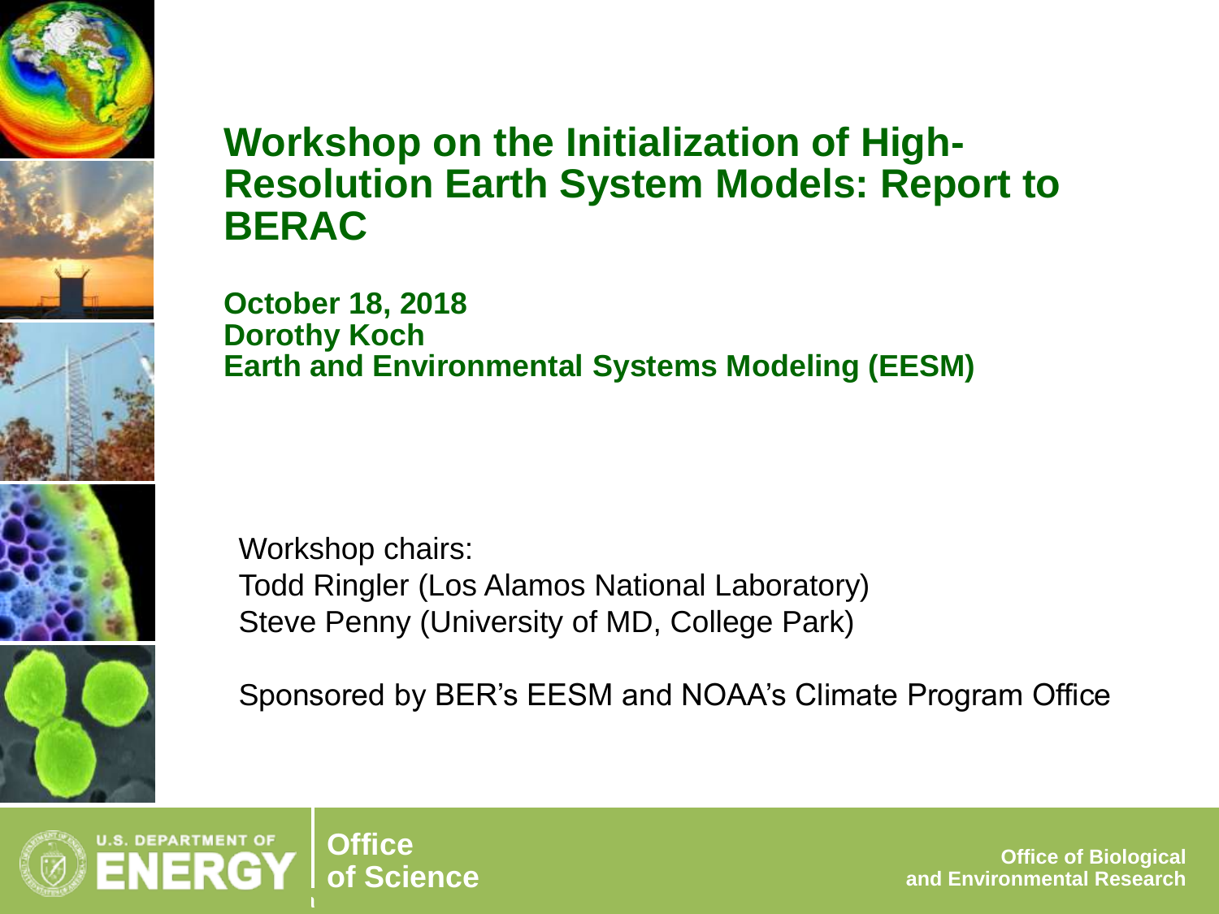# Workshop on the Initialization of High-Resolution Earth System Models: Report to BERAC

**October 18, 2018**
**Dorothy Koch**
**Earth and Environmental Systems Modeling (EESM)**

Workshop chairs:
Todd Ringler (Los Alamos National Laboratory)
Steve Penny (University of MD, College Park)

Sponsored by BER's EESM and NOAA's Climate Program Office

U.S. DEPARTMENT OF ENERGY | Office of Science

Office of Biological and Environmental Research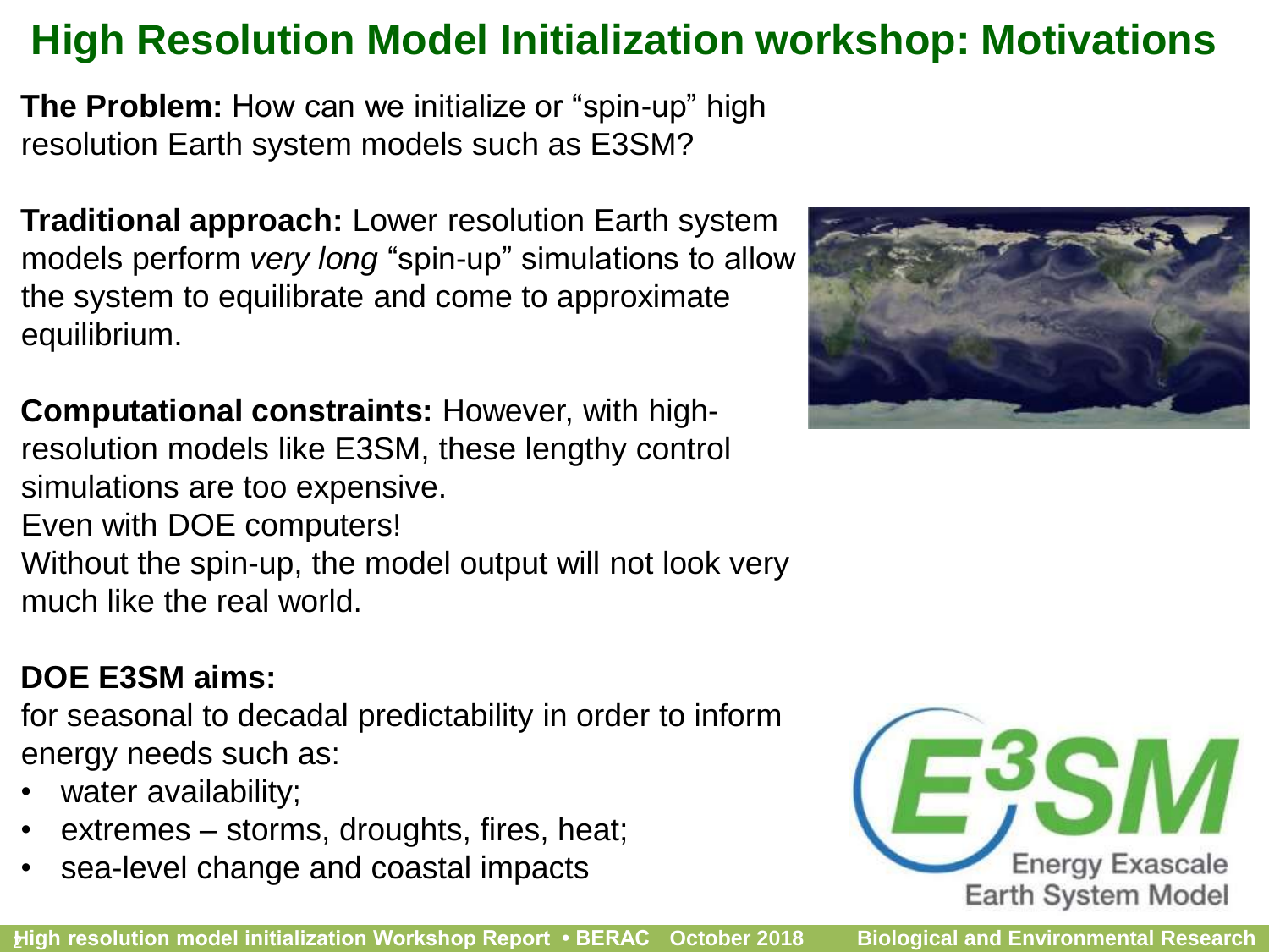# High Resolution Model Initialization workshop: Motivations

**The Problem:** How can we initialize or "spin-up" high resolution Earth system models such as E3SM?

**Traditional approach:** Lower resolution Earth system models perform *very long* "spin-up" simulations to allow the system to equilibrate and come to approximate equilibrium.

**Computational constraints:** However, with high-resolution models like E3SM, these lengthy control simulations are too expensive.
Even with DOE computers!
Without the spin-up, the model output will not look very much like the real world.

**DOE E3SM aims:**
for seasonal to decadal predictability in order to inform energy needs such as:

- water availability;
- extremes – storms, droughts, fires, heat;
- sea-level change and coastal impacts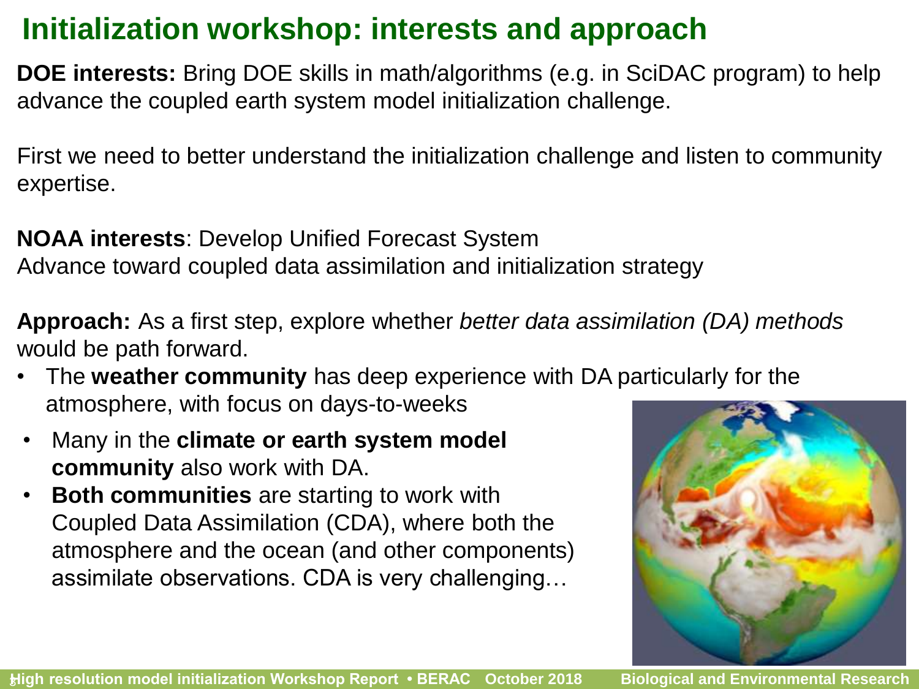# Initialization workshop: interests and approach

**DOE interests:** Bring DOE skills in math/algorithms (e.g. in SciDAC program) to help advance the coupled earth system model initialization challenge.

First we need to better understand the initialization challenge and listen to community expertise.

**NOAA interests**: Develop Unified Forecast System
Advance toward coupled data assimilation and initialization strategy

**Approach:** As a first step, explore whether *better data assimilation (DA) methods* would be path forward.

- The **weather community** has deep experience with DA particularly for the atmosphere, with focus on days-to-weeks
- Many in the **climate or earth system model community** also work with DA.
- **Both communities** are starting to work with Coupled Data Assimilation (CDA), where both the atmosphere and the ocean (and other components) assimilate observations. CDA is very challenging…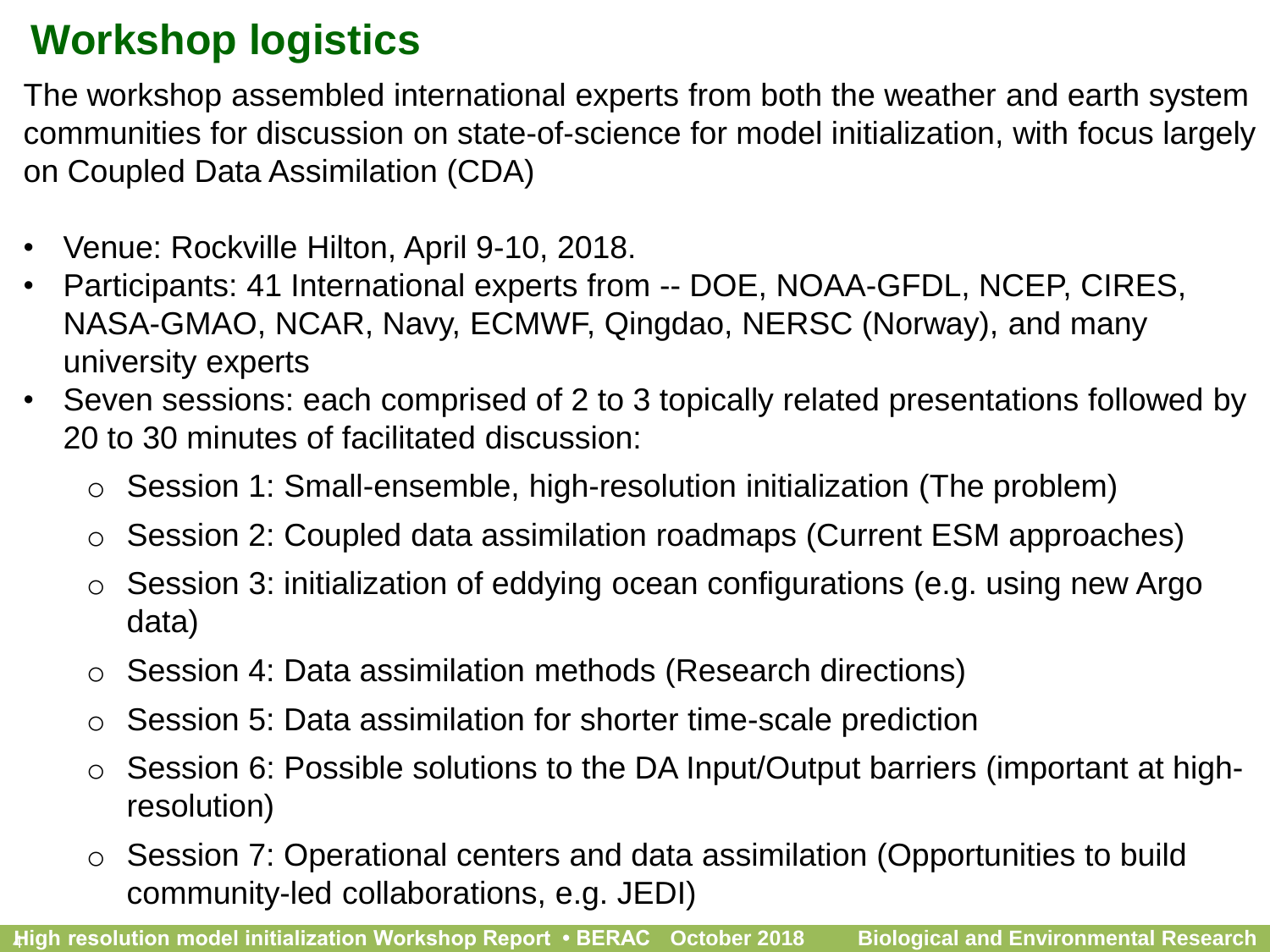# Workshop logistics

The workshop assembled international experts from both the weather and earth system communities for discussion on state-of-science for model initialization, with focus largely on Coupled Data Assimilation (CDA)

- Venue: Rockville Hilton, April 9-10, 2018.
- Participants: 41 International experts from -- DOE, NOAA-GFDL, NCEP, CIRES, NASA-GMAO, NCAR, Navy, ECMWF, Qingdao, NERSC (Norway), and many university experts
- Seven sessions: each comprised of 2 to 3 topically related presentations followed by 20 to 30 minutes of facilitated discussion:
  - Session 1: Small-ensemble, high-resolution initialization (The problem)
  - Session 2: Coupled data assimilation roadmaps (Current ESM approaches)
  - Session 3: initialization of eddying ocean configurations (e.g. using new Argo data)
  - Session 4: Data assimilation methods (Research directions)
  - Session 5: Data assimilation for shorter time-scale prediction
  - Session 6: Possible solutions to the DA Input/Output barriers (important at high-resolution)
  - Session 7: Operational centers and data assimilation (Opportunities to build community-led collaborations, e.g. JEDI)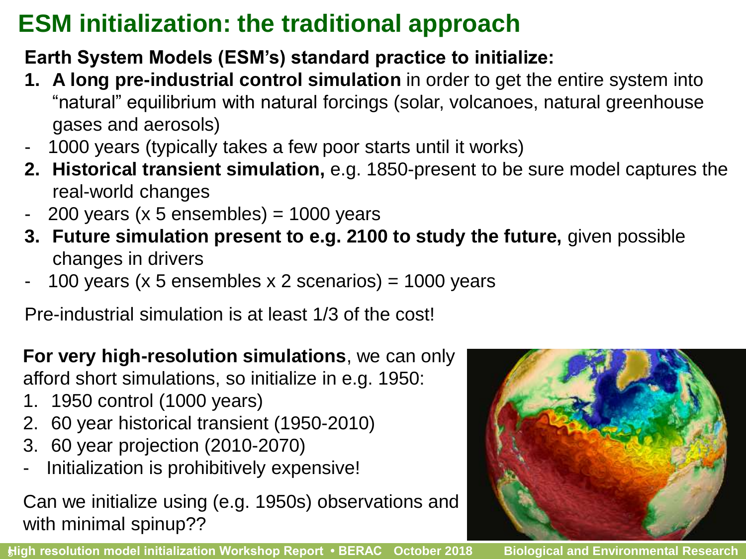# ESM initialization: the traditional approach

**Earth System Models (ESM's) standard practice to initialize:**

1. **A long pre-industrial control simulation** in order to get the entire system into "natural" equilibrium with natural forcings (solar, volcanoes, natural greenhouse gases and aerosols)

- 1000 years (typically takes a few poor starts until it works)

2. **Historical transient simulation,** e.g. 1850-present to be sure model captures the real-world changes

- 200 years (x 5 ensembles) = 1000 years

3. **Future simulation present to e.g. 2100 to study the future,** given possible changes in drivers

- 100 years (x 5 ensembles x 2 scenarios) = 1000 years

Pre-industrial simulation is at least 1/3 of the cost!

**For very high-resolution simulations**, we can only afford short simulations, so initialize in e.g. 1950:

1. 1950 control (1000 years)
2. 60 year historical transient (1950-2010)
3. 60 year projection (2010-2070)

- Initialization is prohibitively expensive!

Can we initialize using (e.g. 1950s) observations and with minimal spinup??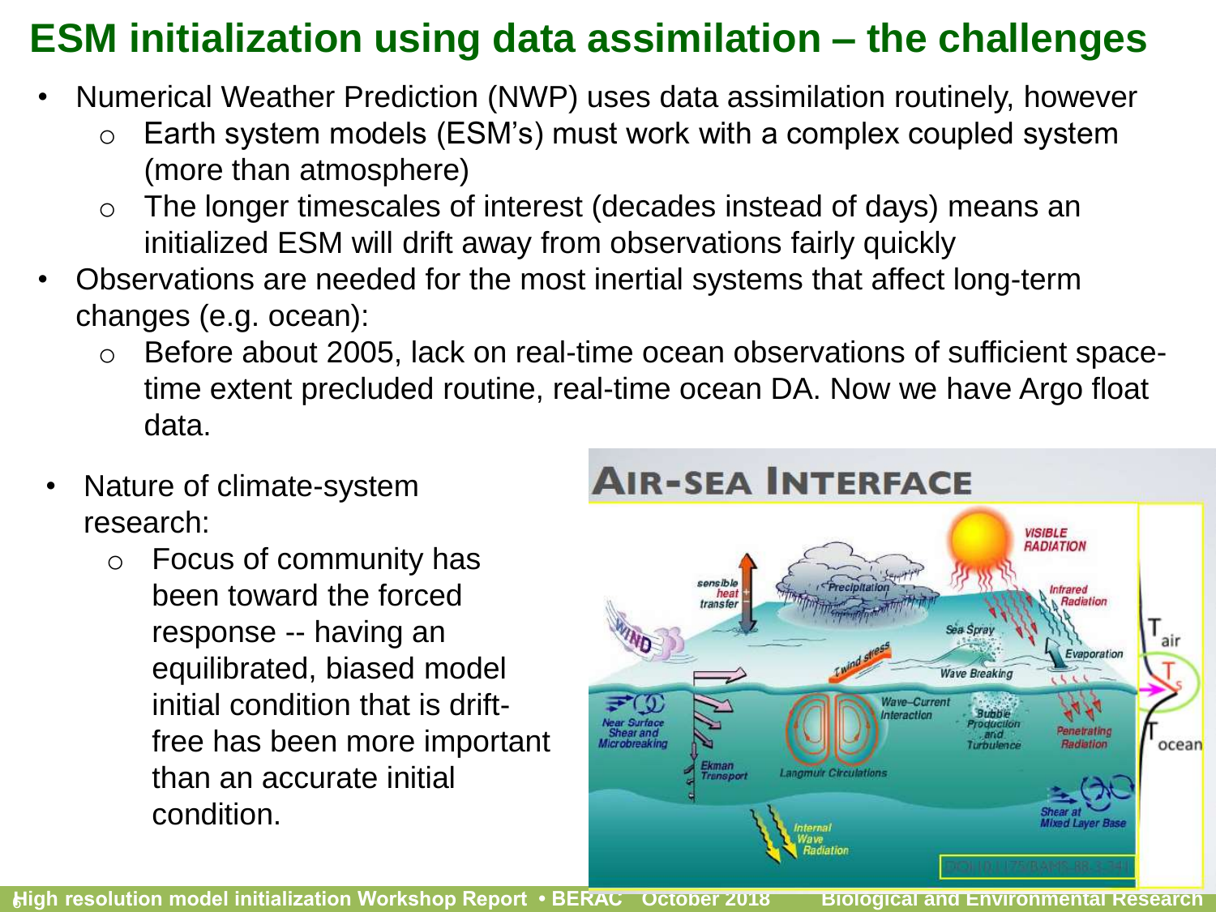# ESM initialization using data assimilation – the challenges

- Numerical Weather Prediction (NWP) uses data assimilation routinely, however
  - Earth system models (ESM's) must work with a complex coupled system (more than atmosphere)
  - The longer timescales of interest (decades instead of days) means an initialized ESM will drift away from observations fairly quickly
- Observations are needed for the most inertial systems that affect long-term changes (e.g. ocean):
  - Before about 2005, lack on real-time ocean observations of sufficient space-time extent precluded routine, real-time ocean DA. Now we have Argo float data.
- Nature of climate-system research:
  - Focus of community has been toward the forced response -- having an equilibrated, biased model initial condition that is drift-free has been more important than an accurate initial condition.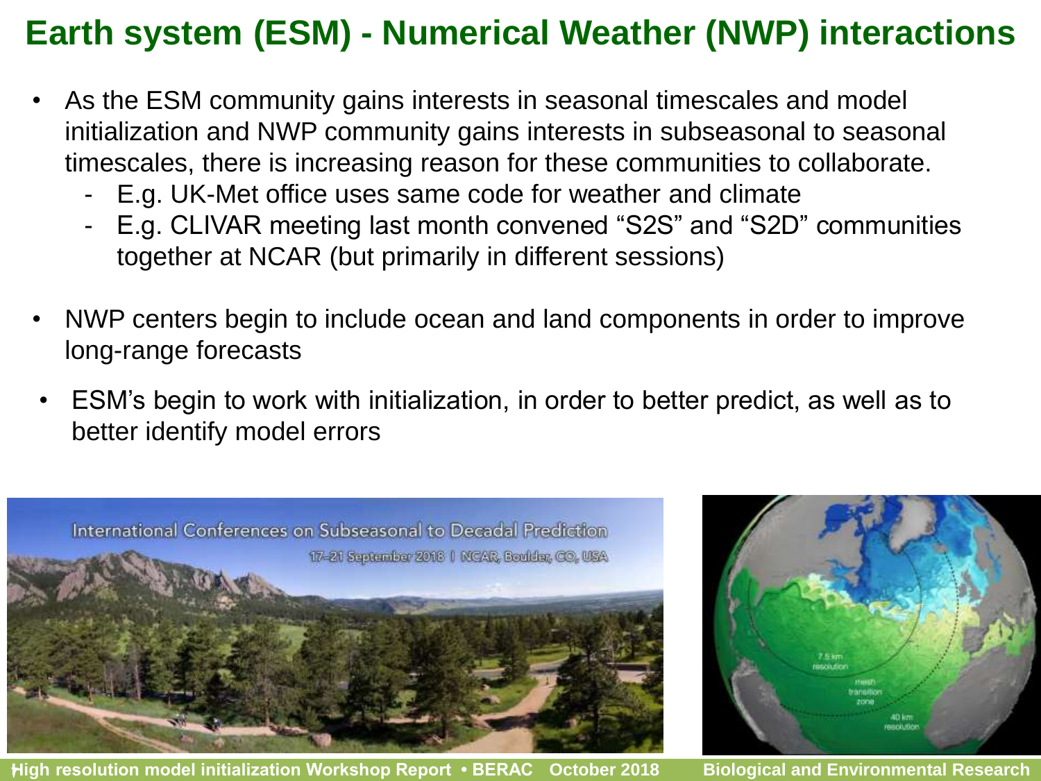# Earth system (ESM) - Numerical Weather (NWP) interactions

- As the ESM community gains interests in seasonal timescales and model initialization and NWP community gains interests in subseasonal to seasonal timescales, there is increasing reason for these communities to collaborate.
  - E.g. UK-Met office uses same code for weather and climate
  - E.g. CLIVAR meeting last month convened "S2S" and "S2D" communities together at NCAR (but primarily in different sessions)
- NWP centers begin to include ocean and land components in order to improve long-range forecasts
- ESM's begin to work with initialization, in order to better predict, as well as to better identify model errors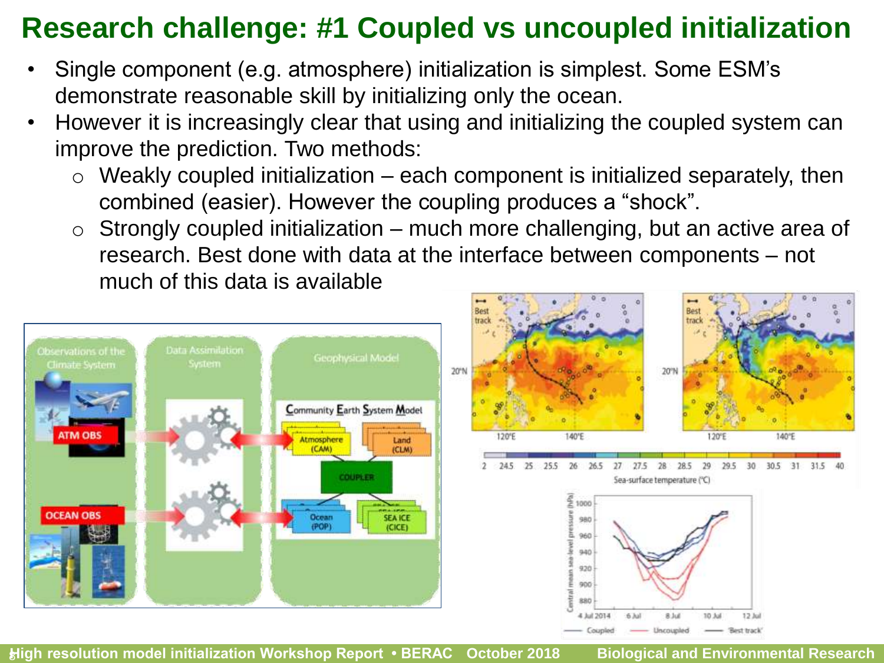# Research challenge: #1 Coupled vs uncoupled initialization

- Single component (e.g. atmosphere) initialization is simplest. Some ESM's demonstrate reasonable skill by initializing only the ocean.
- However it is increasingly clear that using and initializing the coupled system can improve the prediction. Two methods:
  - Weakly coupled initialization – each component is initialized separately, then combined (easier). However the coupling produces a "shock".
  - Strongly coupled initialization – much more challenging, but an active area of research. Best done with data at the interface between components – not much of this data is available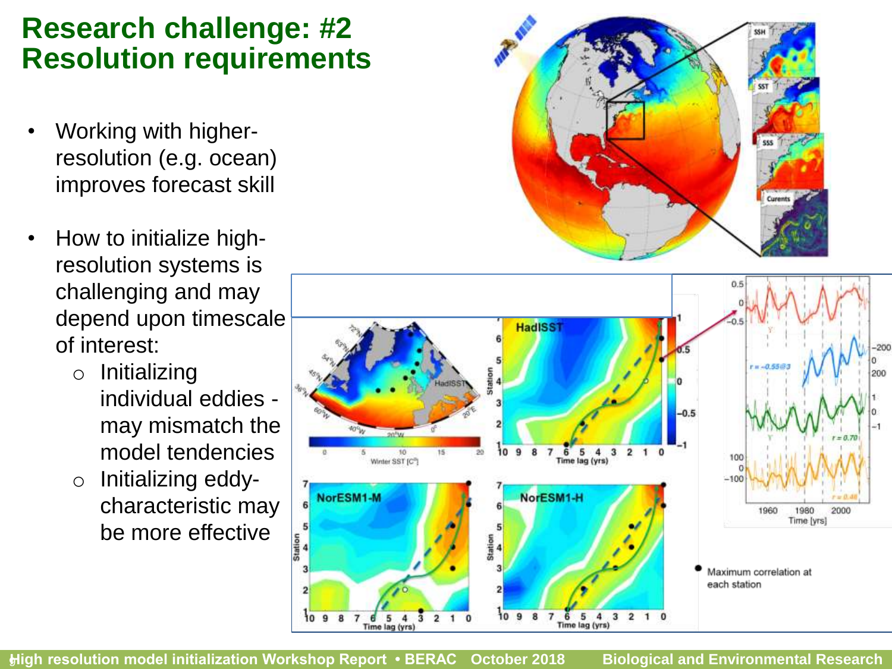# Research challenge: #2 Resolution requirements

- Working with higher-resolution (e.g. ocean) improves forecast skill
- How to initialize high-resolution systems is challenging and may depend upon timescale of interest:
  - Initializing individual eddies - may mismatch the model tendencies
  - Initializing eddy-characteristic may be more effective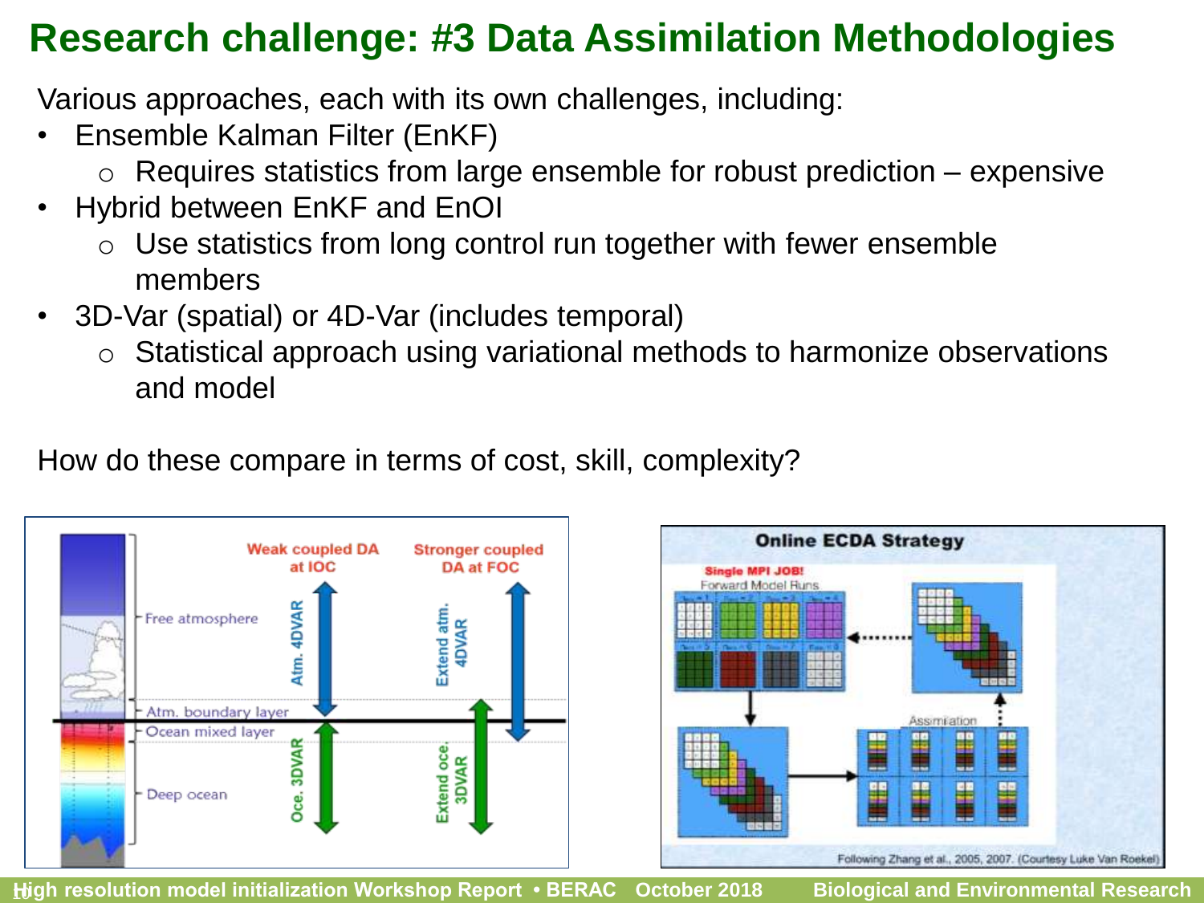# Research challenge: #3 Data Assimilation Methodologies

Various approaches, each with its own challenges, including:

- Ensemble Kalman Filter (EnKF)
  - Requires statistics from large ensemble for robust prediction – expensive
- Hybrid between EnKF and EnOI
  - Use statistics from long control run together with fewer ensemble members
- 3D-Var (spatial) or 4D-Var (includes temporal)
  - Statistical approach using variational methods to harmonize observations and model

How do these compare in terms of cost, skill, complexity?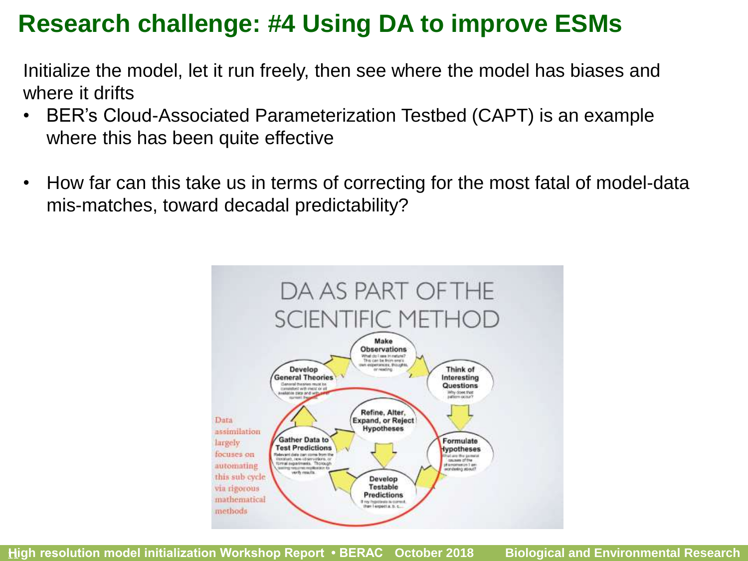# Research challenge: #4 Using DA to improve ESMs

Initialize the model, let it run freely, then see where the model has biases and where it drifts

- BER's Cloud-Associated Parameterization Testbed (CAPT) is an example where this has been quite effective
- How far can this take us in terms of correcting for the most fatal of model-data mis-matches, toward decadal predictability?

DA AS PART OF THE SCIENTIFIC METHOD

Make Observations

Think of Interesting Questions

Formulate Hypotheses

Develop Testable Predictions

Gather Data to Test Predictions

Refine, Alter, Expand, or Reject Hypotheses

Develop General Theories

Data assimilation largely focuses on automating this sub cycle via rigorous mathematical methods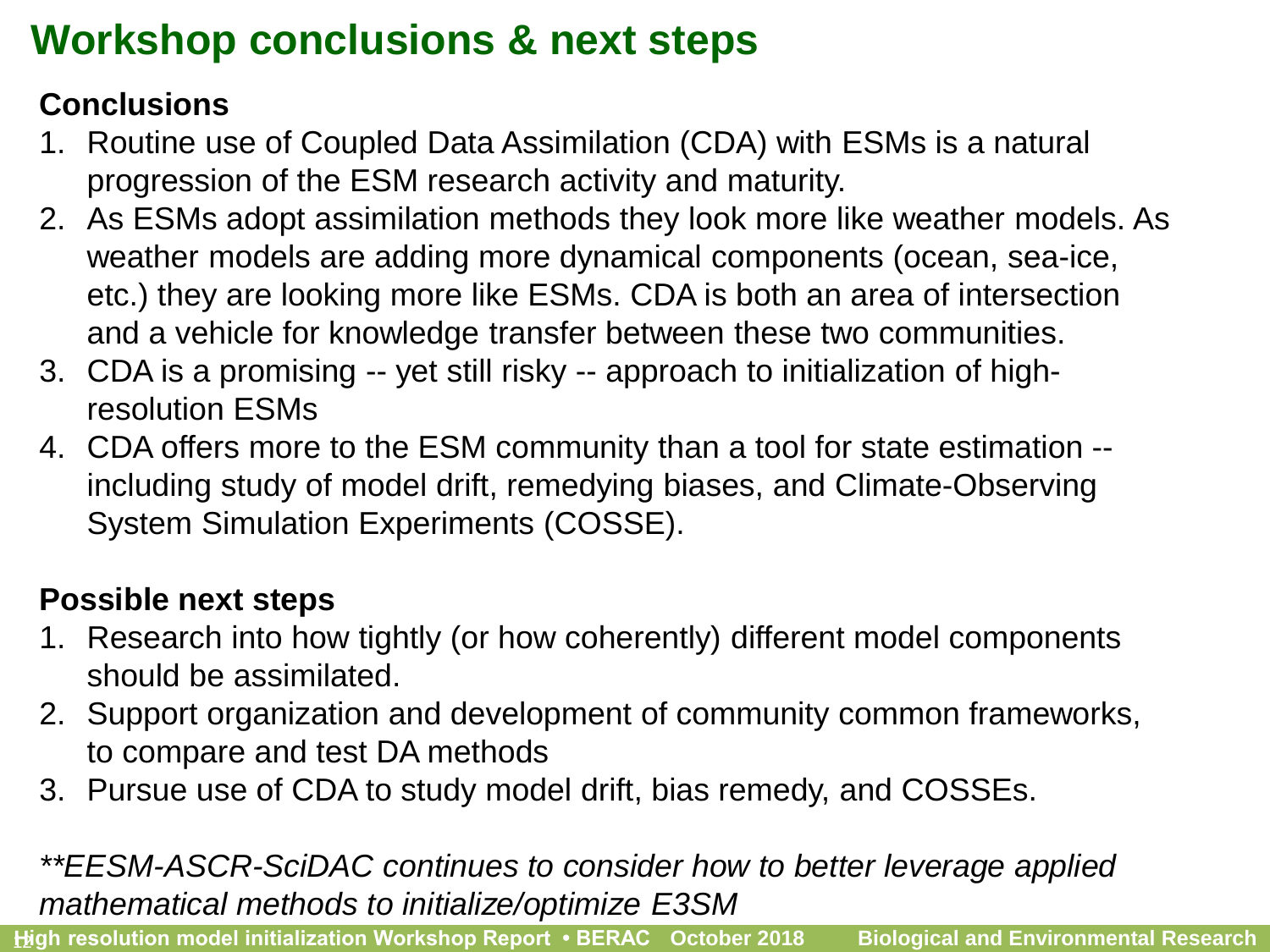# Workshop conclusions & next steps

**Conclusions**

1. Routine use of Coupled Data Assimilation (CDA) with ESMs is a natural progression of the ESM research activity and maturity.
2. As ESMs adopt assimilation methods they look more like weather models. As weather models are adding more dynamical components (ocean, sea-ice, etc.) they are looking more like ESMs. CDA is both an area of intersection and a vehicle for knowledge transfer between these two communities.
3. CDA is a promising -- yet still risky -- approach to initialization of high-resolution ESMs
4. CDA offers more to the ESM community than a tool for state estimation -- including study of model drift, remedying biases, and Climate-Observing System Simulation Experiments (COSSE).

**Possible next steps**

1. Research into how tightly (or how coherently) different model components should be assimilated.
2. Support organization and development of community common frameworks, to compare and test DA methods
3. Pursue use of CDA to study model drift, bias remedy, and COSSEs.

*\*\*EESM-ASCR-SciDAC continues to consider how to better leverage applied mathematical methods to initialize/optimize E3SM*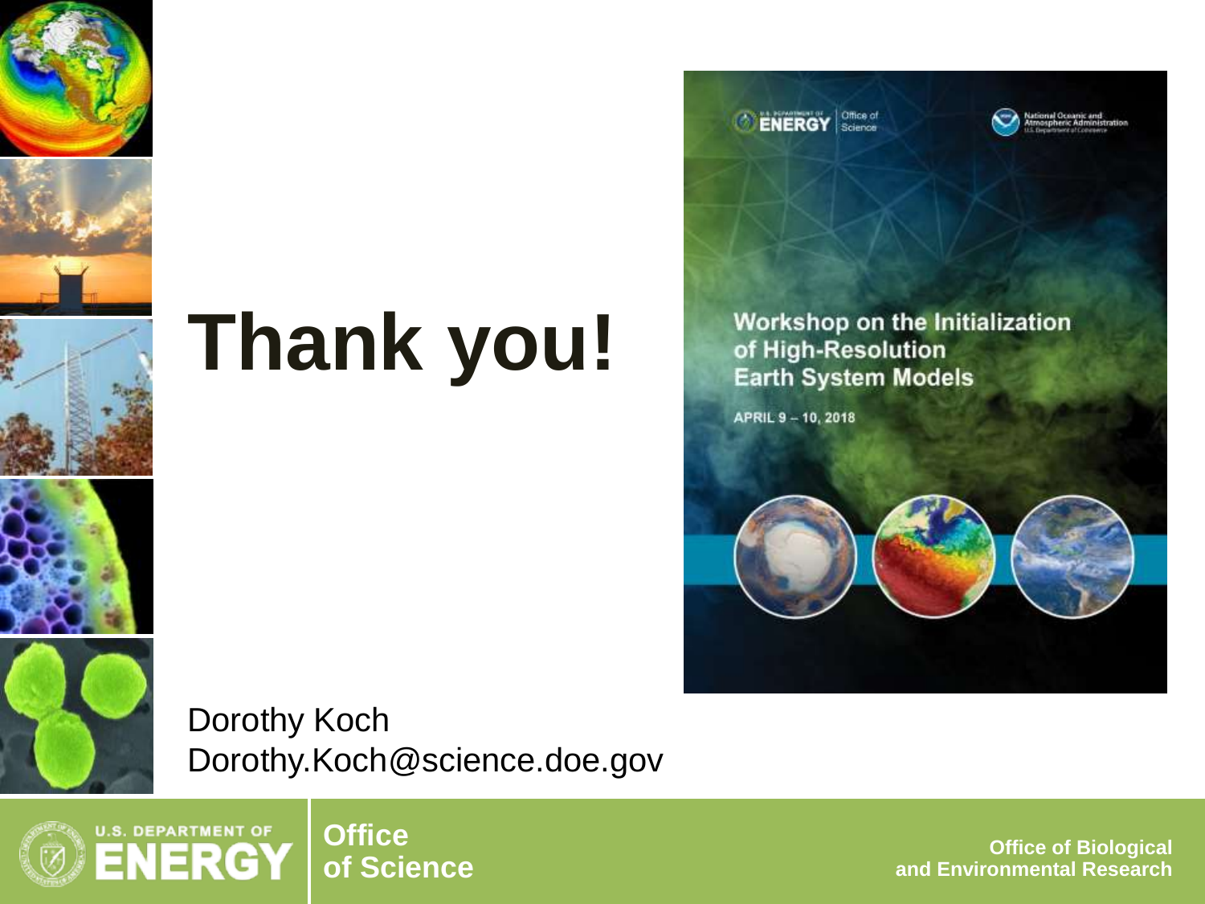# Thank you!

Workshop on the Initialization of High-Resolution Earth System Models

APRIL 9 – 10, 2018

Dorothy Koch
Dorothy.Koch@science.doe.gov